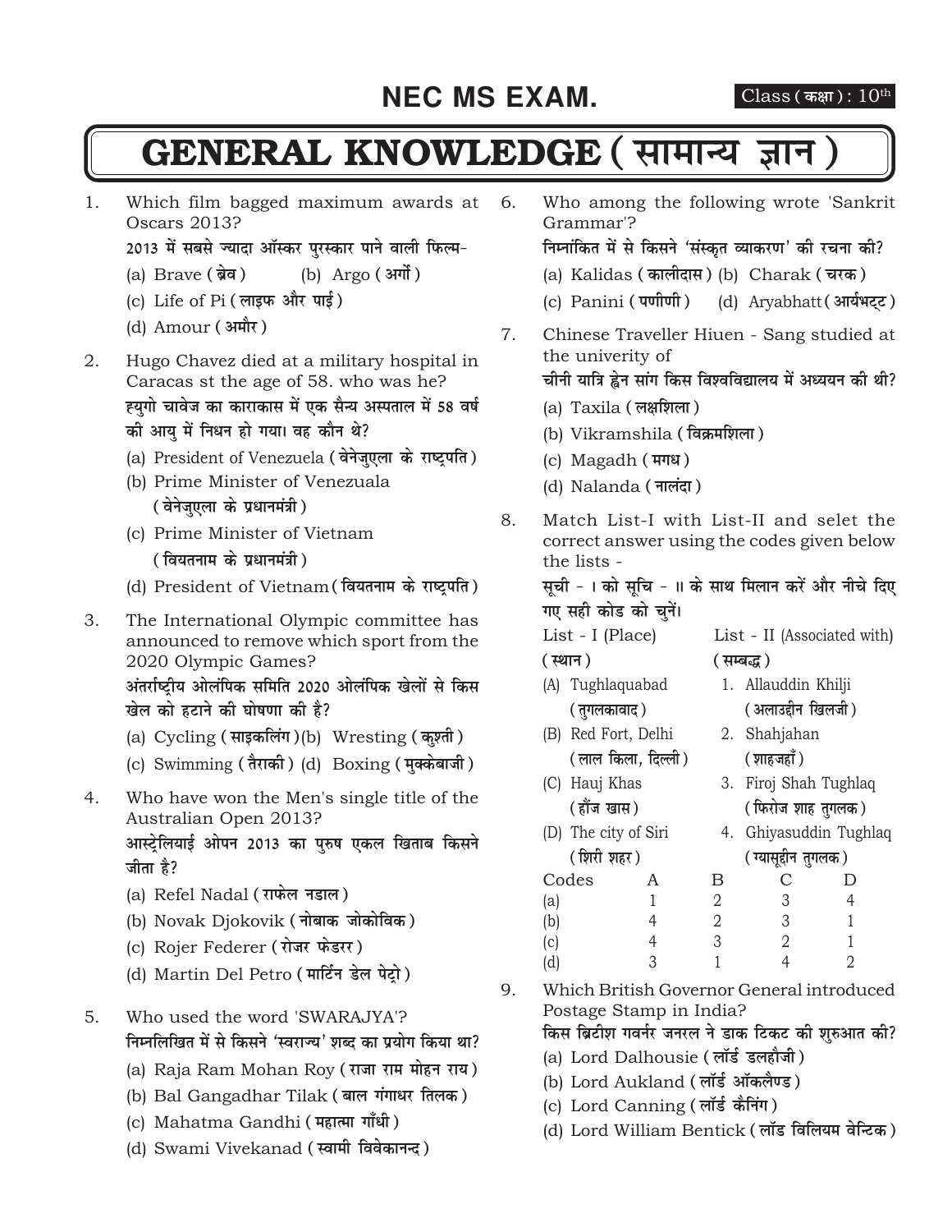# NEC MS EXAM.

Class (कक्षा) : 10th

# GENERAL KNOWLEDGE (सामान्य ज्ञान)

1. Which film bagged maximum awards at Oscars 2013?
   2013 में सबसे ज्यादा ऑस्कर पुरस्कार पाने वाली फिल्म-
   (a) Brave (ब्रेव) (b) Argo (अर्गो)
   (c) Life of Pi (लाइफ और पाई)
   (d) Amour (अमौर)

2. Hugo Chavez died at a military hospital in Caracas st the age of 58. who was he?
   ह्युगो चावेज का काराकास में एक सैन्य अस्पताल में 58 वर्ष की आयु में निधन हो गया। वह कौन थे?
   (a) President of Venezuela (वेनेजुएला के राष्ट्रपति)
   (b) Prime Minister of Venezuala (वेनेजुएला के प्रधानमंत्री)
   (c) Prime Minister of Vietnam (वियतनाम के प्रधानमंत्री)
   (d) President of Vietnam (वियतनाम के राष्ट्रपति)

3. The International Olympic committee has announced to remove which sport from the 2020 Olympic Games?
   अंतर्राष्ट्रीय ओलंपिक समिति 2020 ओलंपिक खेलों से किस खेल को हटाने की घोषणा की है?
   (a) Cycling (साइकलिंग) (b) Wresting (कुश्ती)
   (c) Swimming (तैराकी) (d) Boxing (मुक्केबाजी)

4. Who have won the Men's single title of the Australian Open 2013?
   आस्ट्रेलियाई ओपन 2013 का पुरुष एकल खिताब किसने जीता है?
   (a) Refel Nadal (राफेल नडाल)
   (b) Novak Djokovik (नोबाक जोकोविक)
   (c) Rojer Federer (रोजर फेडरर)
   (d) Martin Del Petro (मार्टिन डेल पेट्रो)

5. Who used the word 'SWARAJYA'?
   निम्नलिखित में से किसने 'स्वराज्य' शब्द का प्रयोग किया था?
   (a) Raja Ram Mohan Roy (राजा राम मोहन राय)
   (b) Bal Gangadhar Tilak (बाल गंगाधर तिलक)
   (c) Mahatma Gandhi (महात्मा गाँधी)
   (d) Swami Vivekanad (स्वामी विवेकानन्द)

6. Who among the following wrote 'Sankrit Grammar'?
   निम्नांकित में से किसने 'संस्कृत व्याकरण' की रचना की?
   (a) Kalidas (कालीदास) (b) Charak (चरक)
   (c) Panini (पणीणी) (d) Aryabhatt (आर्यभट्ट)

7. Chinese Traveller Hiuen - Sang studied at the univerity of
   चीनी यात्रि ह्वेन सांग किस विश्वविद्यालय में अध्ययन की थी?
   (a) Taxila (लक्षशिला)
   (b) Vikramshila (विक्रमशिला)
   (c) Magadh (मगध)
   (d) Nalanda (नालंदा)

8. Match List-I with List-II and selet the correct answer using the codes given below the lists -
   सूची - I को सूचि - II के साथ मिलान करें और नीचे दिए गए सही कोड को चुनें।

| List - I (Place) (स्थान) | List - II (Associated with) (सम्बद्ध) |
|---|---|
| (A) Tughlaquabad (तुगलकाबाद) | 1. Allauddin Khilji (अलाउद्दीन खिलजी) |
| (B) Red Fort, Delhi (लाल किला, दिल्ली) | 2. Shahjahan (शाहजहाँ) |
| (C) Hauj Khas (हौंज खास) | 3. Firoj Shah Tughlaq (फिरोज शाह तुगलक) |
| (D) The city of Siri (शिरी शहर) | 4. Ghiyasuddin Tughlaq (ग्यासूद्दीन तुगलक) |

| Codes | A | B | C | D |
|---|---|---|---|---|
| (a) | 1 | 2 | 3 | 4 |
| (b) | 4 | 2 | 3 | 1 |
| (c) | 4 | 3 | 2 | 1 |
| (d) | 3 | 1 | 4 | 2 |

9. Which British Governor General introduced Postage Stamp in India?
   किस ब्रिटीश गवर्नर जनरल ने डाक टिकट की शुरुआत की?
   (a) Lord Dalhousie (लॉर्ड डलहौजी)
   (b) Lord Aukland (लॉर्ड ऑकलैण्ड)
   (c) Lord Canning (लॉर्ड कैनिंग)
   (d) Lord William Bentick (लॉड विलियम वेन्टिक)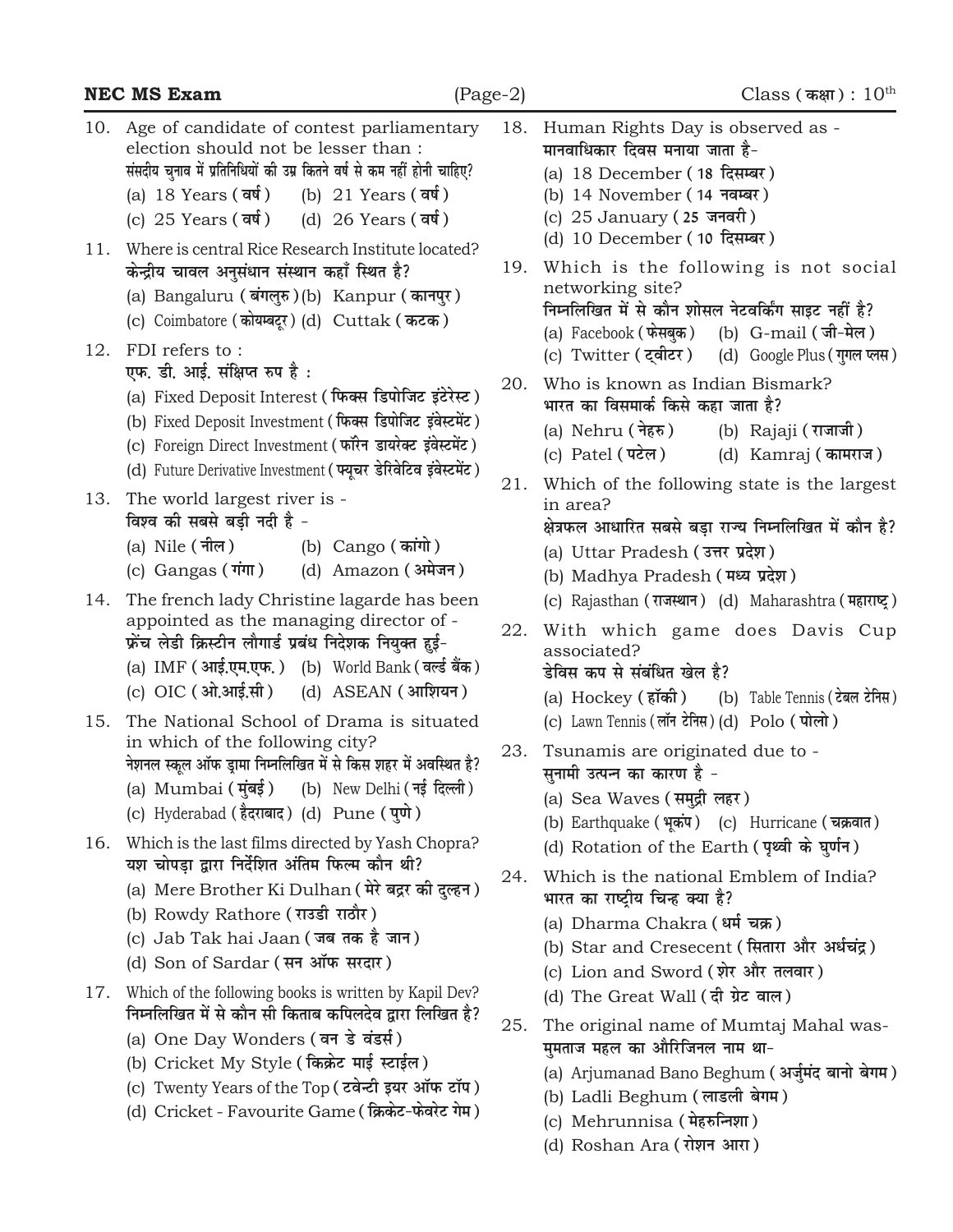10. Age of candidate of contest parliamentary election should not be lesser than :
संसदीय चुनाव में प्रतिनिधियों की उम्र कितने वर्ष से कम नहीं होनी चाहिए?
(a) 18 Years (वर्ष) (b) 21 Years (वर्ष)
(c) 25 Years (वर्ष) (d) 26 Years (वर्ष)

11. Where is central Rice Research Institute located?
केन्द्रीय चावल अनुसंधान संस्थान कहाँ स्थित है?
(a) Bangaluru (बंगलुरु) (b) Kanpur (कानपुर)
(c) Coimbatore (कोयम्बटूर) (d) Cuttak (कटक)

12. FDI refers to :
एफ. डी. आई. संक्षिप्त रुप है :
(a) Fixed Deposit Interest (फिक्स डिपोजिट इंटेरेस्ट)
(b) Fixed Deposit Investment (फिक्स डिपोजिट इंवेस्टमेंट)
(c) Foreign Direct Investment (फॉरेन डायरेक्ट इंवेस्टमेंट)
(d) Future Derivative Investment (फ्यूचर डेरिवेटिव इंवेस्टमेंट)

13. The world largest river is -
विश्व की सबसे बड़ी नदी है -
(a) Nile (नील) (b) Cango (कांगो)
(c) Gangas (गंगा) (d) Amazon (अमेजन)

14. The french lady Christine lagarde has been appointed as the managing director of -
फ्रेंच लेडी क्रिस्टीन लौगार्ड प्रबंध निदेशक नियुक्त हुई-
(a) IMF (आई.एम.एफ.) (b) World Bank (वर्ल्ड बैंक)
(c) OIC (ओ.आई.सी) (d) ASEAN (आशियन)

15. The National School of Drama is situated in which of the following city?
नेशनल स्कूल ऑफ ड्रामा निम्नलिखित में से किस शहर में अवस्थित है?
(a) Mumbai (मुंबई) (b) New Delhi (नई दिल्ली)
(c) Hyderabad (हैदराबाद) (d) Pune (पुणे)

16. Which is the last films directed by Yash Chopra?
यश चोपड़ा द्वारा निर्देशित अंतिम फिल्म कौन थी?
(a) Mere Brother Ki Dulhan (मेरे ब्रदर की दुल्हन)
(b) Rowdy Rathore (राउडी राठौर)
(c) Jab Tak hai Jaan (जब तक है जान)
(d) Son of Sardar (सन ऑफ सरदार)

17. Which of the following books is written by Kapil Dev?
निम्नलिखित में से कौन सी किताब कपिलदेव द्वारा लिखित है?
(a) One Day Wonders (वन डे वंडर्स)
(b) Cricket My Style (क्रिकेट माई स्टाईल)
(c) Twenty Years of the Top (टवेन्टी इयर ऑफ टॉप)
(d) Cricket - Favourite Game (क्रिकेट-फेवरेट गेम)

18. Human Rights Day is observed as -
मानवाधिकार दिवस मनाया जाता है-
(a) 18 December (18 दिसम्बर)
(b) 14 November (14 नवम्बर)
(c) 25 January (25 जनवरी)
(d) 10 December (10 दिसम्बर)

19. Which is the following is not social networking site?
निम्नलिखित में से कौन शोसल नेटवर्किंग साइट नहीं है?
(a) Facebook (फेसबुक) (b) G-mail (जी-मेल)
(c) Twitter (ट्वीटर) (d) Google Plus (गुगल प्लस)

20. Who is known as Indian Bismark?
भारत का विसमार्क किसे कहा जाता है?
(a) Nehru (नेहरु) (b) Rajaji (राजाजी)
(c) Patel (पटेल) (d) Kamraj (कामराज)

21. Which of the following state is the largest in area?
क्षेत्रफल आधारित सबसे बड़ा राज्य निम्नलिखित में कौन है?
(a) Uttar Pradesh (उत्तर प्रदेश)
(b) Madhya Pradesh (मध्य प्रदेश)
(c) Rajasthan (राजस्थान) (d) Maharashtra (महाराष्ट्र)

22. With which game does Davis Cup associated?
डेविस कप से संबंधित खेल है?
(a) Hockey (हॉकी) (b) Table Tennis (टेबल टेनिस)
(c) Lawn Tennis (लॉन टेनिस) (d) Polo (पोलो)

23. Tsunamis are originated due to -
सुनामी उत्पन्न का कारण है -
(a) Sea Waves (समुद्री लहर)
(b) Earthquake (भूकंप) (c) Hurricane (चक्रवात)
(d) Rotation of the Earth (पृथ्वी के घुर्णन)

24. Which is the national Emblem of India?
भारत का राष्ट्रीय चिन्ह क्या है?
(a) Dharma Chakra (धर्म चक्र)
(b) Star and Cresecent (सितारा और अर्धचंद्र)
(c) Lion and Sword (शेर और तलवार)
(d) The Great Wall (दी ग्रेट वाल)

25. The original name of Mumtaj Mahal was-
मुमताज महल का औरिजिनल नाम था-
(a) Arjumanad Bano Beghum (अर्जुमंद बानो बेगम)
(b) Ladli Beghum (लाडली बेगम)
(c) Mehrunnisa (मेहरुन्निशा)
(d) Roshan Ara (रोशन आरा)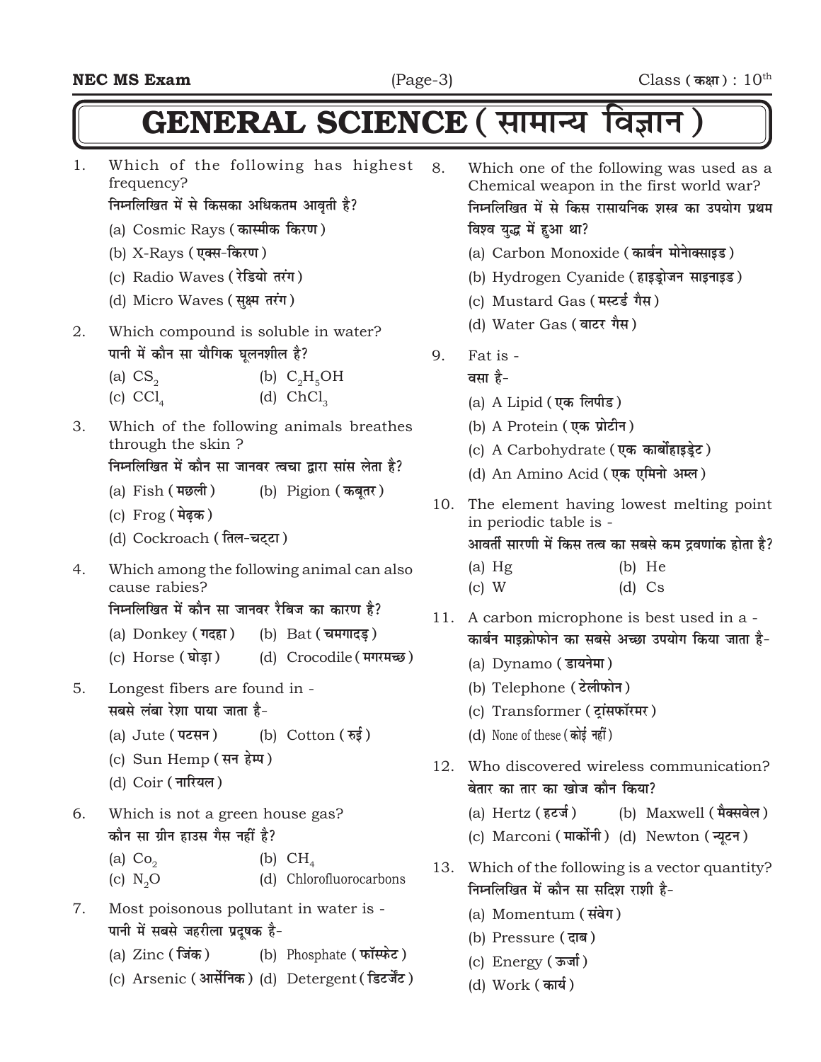# GENERAL SCIENCE ( सामान्य विज्ञान )

1. Which of the following has highest frequency?
   निम्नलिखित में से किसका अधिकतम आवृती है?
   (a) Cosmic Rays ( कास्मीक किरण )
   (b) X-Rays ( एक्स-किरण )
   (c) Radio Waves ( रेडियो तरंग )
   (d) Micro Waves ( सुक्ष्म तरंग )

2. Which compound is soluble in water?
   पानी में कौन सा यौगिक घूलनशील है?
   (a) $CS_2$ (b) $C_2H_5OH$
   (c) $CCl_4$ (d) $ChCl_3$

3. Which of the following animals breathes through the skin ?
   निम्नलिखित में कौन सा जानवर त्वचा द्वारा सांस लेता है?
   (a) Fish ( मछली ) (b) Pigion ( कबूतर )
   (c) Frog ( मेढ़क )
   (d) Cockroach ( तिल-चट्टा )

4. Which among the following animal can also cause rabies?
   निम्नलिखित में कौन सा जानवर रैबिज का कारण है?
   (a) Donkey ( गदहा ) (b) Bat ( चमगादड़ )
   (c) Horse ( घोड़ा ) (d) Crocodile ( मगरमच्छ )

5. Longest fibers are found in -
   सबसे लंबा रेशा पाया जाता है-
   (a) Jute ( पटसन ) (b) Cotton ( रुई )
   (c) Sun Hemp ( सन हेम्प )
   (d) Coir ( नारियल )

6. Which is not a green house gas?
   कौन सा ग्रीन हाउस गैस नहीं है?
   (a) $Co_2$ (b) $CH_4$
   (c) $N_2O$ (d) Chlorofluorocarbons

7. Most poisonous pollutant in water is -
   पानी में सबसे जहरीला प्रदूषक है-
   (a) Zinc ( जिंक ) (b) Phosphate ( फॉस्फेट )
   (c) Arsenic ( आर्सेनिक ) (d) Detergent ( डिटर्जेंट )

8. Which one of the following was used as a Chemical weapon in the first world war?
   निम्नलिखित में से किस रासायनिक शस्त्र का उपयोग प्रथम विश्व युद्ध में हुआ था?
   (a) Carbon Monoxide ( कार्बन मोनोक्साइड )
   (b) Hydrogen Cyanide ( हाइड्रोजन साइनाइड )
   (c) Mustard Gas ( मस्टर्ड गैस )
   (d) Water Gas ( वाटर गैस )

9. Fat is -
   वसा है-
   (a) A Lipid ( एक लिपीड )
   (b) A Protein ( एक प्रोटीन )
   (c) A Carbohydrate ( एक कार्बोहाइड्रेट )
   (d) An Amino Acid ( एक एमिनो अम्ल )

10. The element having lowest melting point in periodic table is -
    आवर्ती सारणी में किस तत्व का सबसे कम द्रवणांक होता है?
    (a) Hg (b) He
    (c) W (d) Cs

11. A carbon microphone is best used in a -
    कार्बन माइक्रोफोन का सबसे अच्छा उपयोग किया जाता है-
    (a) Dynamo ( डायनेमा )
    (b) Telephone ( टेलीफोन )
    (c) Transformer ( ट्रांसफॉरमर )
    (d) None of these ( कोई नहीं )

12. Who discovered wireless communication?
    बेतार का तार का खोज कौन किया?
    (a) Hertz ( हटर्ज ) (b) Maxwell ( मैक्सवेल )
    (c) Marconi ( मार्कोनी ) (d) Newton ( न्यूटन )

13. Which of the following is a vector quantity?
    निम्नलिखित में कौन सा सदिश राशी है-
    (a) Momentum ( संवेग )
    (b) Pressure ( दाब )
    (c) Energy ( ऊर्जा )
    (d) Work ( कार्य )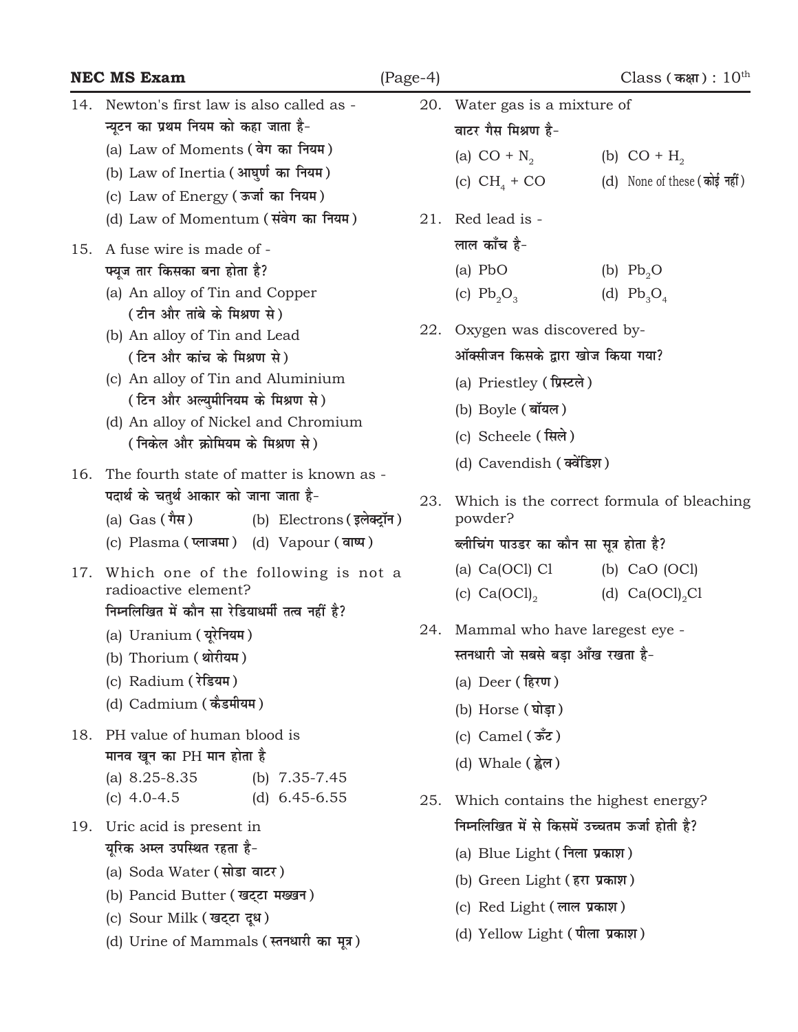14. Newton's first law is also called as -
न्यूटन का प्रथम नियम को कहा जाता है-
    (a) Law of Moments (वेग का नियम)
    (b) Law of Inertia (आघुर्ण का नियम)
    (c) Law of Energy (ऊर्जा का नियम)
    (d) Law of Momentum (संवेग का नियम)

15. A fuse wire is made of -
प्यूज तार किसका बना होता है?
    (a) An alloy of Tin and Copper (टीन और तांबे के मिश्रण से)
    (b) An alloy of Tin and Lead (टिन और कांच के मिश्रण से)
    (c) An alloy of Tin and Aluminium (टिन और अल्युमीनियम के मिश्रण से)
    (d) An alloy of Nickel and Chromium (निकेल और क्रोमियम के मिश्रण से)

16. The fourth state of matter is known as -
पदार्थ के चतुर्थ आकार को जाना जाता है-
    (a) Gas (गैस) (b) Electrons (इलेक्ट्रॉन)
    (c) Plasma (प्लाजमा) (d) Vapour (वाष्प)

17. Which one of the following is not a radioactive element?
निम्नलिखित में कौन सा रेडियाधर्मी तत्व नहीं है?
    (a) Uranium (यूरेनियम)
    (b) Thorium (थोरीयम)
    (c) Radium (रेडियम)
    (d) Cadmium (कैडमीयम)

18. PH value of human blood is
मानव खून का PH मान होता है
    (a) 8.25-8.35 (b) 7.35-7.45
    (c) 4.0-4.5 (d) 6.45-6.55

19. Uric acid is present in
यूरिक अम्ल उपस्थित रहता है-
    (a) Soda Water (सोडा वाटर)
    (b) Pancid Butter (खट्टा मखखन)
    (c) Sour Milk (खट्टा दूध)
    (d) Urine of Mammals (स्तनधारी का मूत्र)

20. Water gas is a mixture of
वाटर गैस मिश्रण है-
    (a) $CO + N_2$ (b) $CO + H_2$
    (c) $CH_4 + CO$ (d) None of these (कोई नहीं)

21. Red lead is -
लाल काँच है-
    (a) $PbO$ (b) $Pb_2O$
    (c) $Pb_2O_3$ (d) $Pb_3O_4$

22. Oxygen was discovered by-
ऑक्सीजन किसके द्वारा खोज किया गया?
    (a) Priestley (प्रिस्टले)
    (b) Boyle (बॉयल)
    (c) Scheele (सिले)
    (d) Cavendish (क्वेंडिश)

23. Which is the correct formula of bleaching powder?
ब्लीचिंग पाउडर का कौन सा सूत्र होता है?
    (a) $Ca(OCl)\,Cl$ (b) $CaO\,(OCl)$
    (c) $Ca(OCl)_2$ (d) $Ca(OCl)_2Cl$

24. Mammal who have laregest eye -
स्तनधारी जो सबसे बड़ा आँख रखता है-
    (a) Deer (हिरण)
    (b) Horse (घोड़ा)
    (c) Camel (ऊँट)
    (d) Whale (ह्वेल)

25. Which contains the highest energy?
निम्नलिखित में से किसमें उच्चतम ऊर्जा होती है?
    (a) Blue Light (निला प्रकाश)
    (b) Green Light (हरा प्रकाश)
    (c) Red Light (लाल प्रकाश)
    (d) Yellow Light (पीला प्रकाश)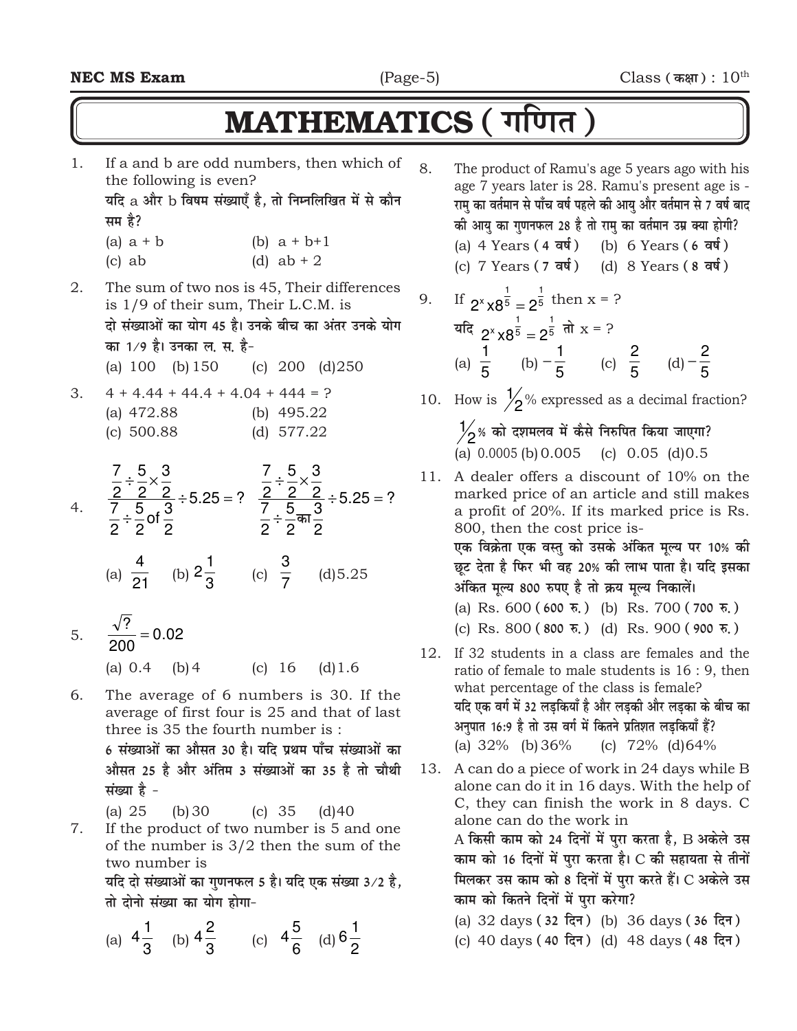# MATHEMATICS ( गणित )

1. If a and b are odd numbers, then which of the following is even?
   यदि a और b विषम संख्याएँ है, तो निम्नलिखित में से कौन सम है?
   (a) a + b (b) a + b+1
   (c) ab (d) ab + 2

2. The sum of two nos is 45, Their differences is 1/9 of their sum, Their L.C.M. is
   दो संख्याओं का योग 45 है। उनके बीच का अंतर उनके योग का 1/9 है। उनका ल. स. है-
   (a) 100 (b) 150 (c) 200 (d) 250

3. 4 + 4.44 + 44.4 + 4.04 + 444 = ?
   (a) 472.88 (b) 495.22
   (c) 500.88 (d) 577.22

4. $\dfrac{\frac{7}{2} \div \frac{5}{2} \times \frac{3}{2}}{\frac{7}{2} \div \frac{5}{2} \text{ of } \frac{3}{2}} \div 5.25 = ?$ $\dfrac{\frac{7}{2} \div \frac{5}{2} \times \frac{3}{2}}{\frac{7}{2} \div \frac{5}{2} \text{ का } \frac{3}{2}} \div 5.25 = ?$
   (a) $\frac{4}{21}$ (b) $2\frac{1}{3}$ (c) $\frac{3}{7}$ (d) 5.25

5. $\dfrac{\sqrt{?}}{200} = 0.02$
   (a) 0.4 (b) 4 (c) 16 (d) 1.6

6. The average of 6 numbers is 30. If the average of first four is 25 and that of last three is 35 the fourth number is :
   6 संख्याओं का औसत 30 है। यदि प्रथम पाँच संख्याओं का औसत 25 है और अंतिम 3 संख्याओं का 35 है तो चौथी संख्या है -
   (a) 25 (b) 30 (c) 35 (d) 40

7. If the product of two number is 5 and one of the number is 3/2 then the sum of the two number is
   यदि दो संख्याओं का गुणनफल 5 है। यदि एक संख्या 3/2 है, तो दोनो संख्या का योग होगा-
   (a) $4\frac{1}{3}$ (b) $4\frac{2}{3}$ (c) $4\frac{5}{6}$ (d) $6\frac{1}{2}$

8. The product of Ramu's age 5 years ago with his age 7 years later is 28. Ramu's present age is -
   रामु का वर्तमान से पाँच वर्ष पहले की आयु और वर्तमान से 7 वर्ष बाद की आयु का गुणनफल 28 है तो रामु का वर्तमान उम्र क्या होगी?
   (a) 4 Years ( 4 वर्ष ) (b) 6 Years ( 6 वर्ष )
   (c) 7 Years ( 7 वर्ष ) (d) 8 Years ( 8 वर्ष )

9. If $2^x \times 8^{\frac{1}{5}} = 2^{\frac{1}{5}}$ then x = ?
   यदि $2^x \times 8^{\frac{1}{5}} = 2^{\frac{1}{5}}$ तो x = ?
   (a) $\frac{1}{5}$ (b) $-\frac{1}{5}$ (c) $\frac{2}{5}$ (d) $-\frac{2}{5}$

10. How is $\frac{1}{2}$% expressed as a decimal fraction?
    $\frac{1}{2}$% को दशमलव में कैसे निरुपित किया जाएगा?
    (a) 0.0005 (b) 0.005 (c) 0.05 (d) 0.5

11. A dealer offers a discount of 10% on the marked price of an article and still makes a profit of 20%. If its marked price is Rs. 800, then the cost price is-
    एक विक्रेता एक वस्तु को उसके अंकित मूल्य पर 10% की छूट देता है फिर भी वह 20% की लाभ पाता है। यदि इसका अंकित मूल्य 800 रुपए है तो क्रय मूल्य निकालें।
    (a) Rs. 600 ( 600 रु. ) (b) Rs. 700 ( 700 रु. )
    (c) Rs. 800 ( 800 रु. ) (d) Rs. 900 ( 900 रु. )

12. If 32 students in a class are females and the ratio of female to male students is 16 : 9, then what percentage of the class is female?
    यदि एक वर्ग में 32 लड़कियाँ है और लड़की और लड़का के बीच का अनुपात 16:9 है तो उस वर्ग में कितने प्रतिशत लड़कियाँ हैं?
    (a) 32% (b) 36% (c) 72% (d) 64%

13. A can do a piece of work in 24 days while B alone can do it in 16 days. With the help of C, they can finish the work in 8 days. C alone can do the work in
    A किसी काम को 24 दिनों में पुरा करता है, B अकेले उस काम को 16 दिनों में पुरा करता है। C की सहायता से तीनों मिलकर उस काम को 8 दिनों में पुरा करते हैं। C अकेले उस काम को कितने दिनों में पुरा करेगा?
    (a) 32 days ( 32 दिन ) (b) 36 days ( 36 दिन )
    (c) 40 days ( 40 दिन ) (d) 48 days ( 48 दिन )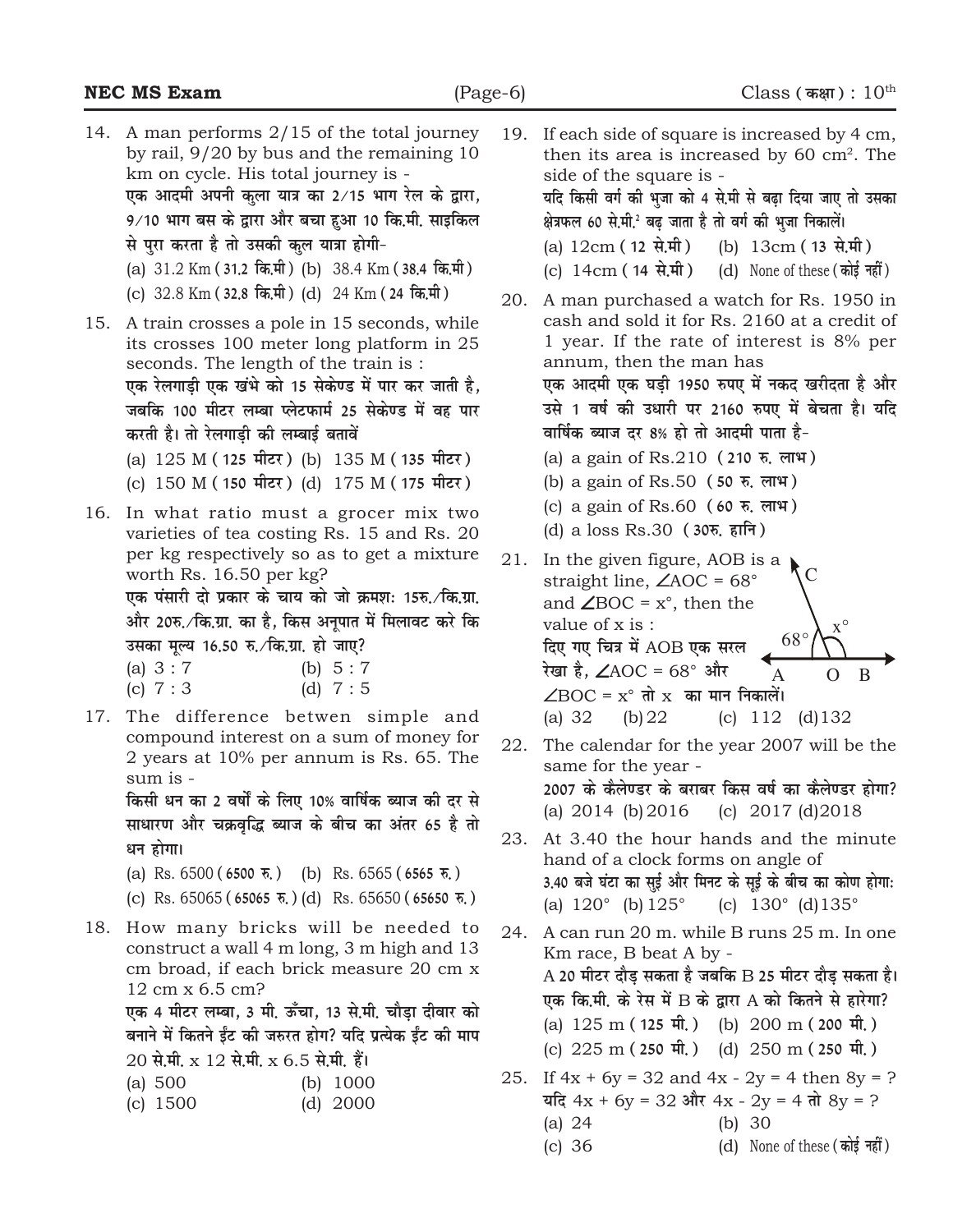14. A man performs 2/15 of the total journey by rail, 9/20 by bus and the remaining 10 km on cycle. His total journey is -
एक आदमी अपनी कुला यात्र का 2/15 भाग रेल के द्वारा, 9/10 भाग बस के द्वारा और बचा हुआ 10 कि.मी. साइकिल से पुरा करता है तो उसकी कुल यात्रा होगी-
(a) 31.2 Km (31.2 कि.मी) (b) 38.4 Km (38.4 कि.मी)
(c) 32.8 Km (32.8 कि.मी) (d) 24 Km (24 कि.मी)

15. A train crosses a pole in 15 seconds, while its crosses 100 meter long platform in 25 seconds. The length of the train is :
एक रेलगाड़ी एक खंभे को 15 सेकेण्ड में पार कर जाती है, जबकि 100 मीटर लम्बा प्लेटफार्म 25 सेकेण्ड में वह पार करती है। तो रेलगाड़ी की लम्बाई बतावें
(a) 125 M (125 मीटर) (b) 135 M (135 मीटर)
(c) 150 M (150 मीटर) (d) 175 M (175 मीटर)

16. In what ratio must a grocer mix two varieties of tea costing Rs. 15 and Rs. 20 per kg respectively so as to get a mixture worth Rs. 16.50 per kg?
एक पंसारी दो प्रकार के चाय को जो क्रमशः 15रु./कि.ग्रा. और 20रु./कि.ग्रा. का है, किस अनूपात में मिलावट करे कि उसका मूल्य 16.50 रु./कि.ग्रा. हो जाए?
(a) 3 : 7 (b) 5 : 7
(c) 7 : 3 (d) 7 : 5

17. The difference betwen simple and compound interest on a sum of money for 2 years at 10% per annum is Rs. 65. The sum is -
किसी धन का 2 वर्षो के लिए 10% वार्षिक ब्याज की दर से साधारण और चक्रवृद्धि ब्याज के बीच का अंतर 65 है तो धन होगा।
(a) Rs. 6500 (6500 रु.) (b) Rs. 6565 (6565 रु.)
(c) Rs. 65065 (65065 रु.) (d) Rs. 65650 (65650 रु.)

18. How many bricks will be needed to construct a wall 4 m long, 3 m high and 13 cm broad, if each brick measure 20 cm x 12 cm x 6.5 cm?
एक 4 मीटर लम्बा, 3 मी. ऊँचा, 13 से.मी. चौड़ा दीवार को बनाने में कितने ईंट की जरुरत होगा? यदि प्रत्येक ईंट की माप 20 से.मी. x 12 से.मी. x 6.5 से.मी. हैं।
(a) 500 (b) 1000
(c) 1500 (d) 2000

19. If each side of square is increased by 4 cm, then its area is increased by 60 $cm^2$. The side of the square is -
यदि किसी वर्ग की भुजा को 4 से.मी से बढ़ा दिया जाए तो उसका क्षेत्रफल 60 से.मी.$^2$ बढ़ जाता है तो वर्ग की भुजा निकालें।
(a) 12cm (12 से.मी) (b) 13cm (13 से.मी)
(c) 14cm (14 से.मी) (d) None of these (कोई नहीं)

20. A man purchased a watch for Rs. 1950 in cash and sold it for Rs. 2160 at a credit of 1 year. If the rate of interest is 8% per annum, then the man has
एक आदमी एक घड़ी 1950 रुपए में नकद खरीदता है और उसे 1 वर्ष की उधारी पर 2160 रुपए में बेचता है। यदि वार्षिक ब्याज दर 8% हो तो आदमी पाता है-
(a) a gain of Rs.210 (210 रु. लाभ)
(b) a gain of Rs.50 (50 रु. लाभ)
(c) a gain of Rs.60 (60 रु. लाभ)
(d) a loss Rs.30 (30रु. हानि)

21. In the given figure, AOB is a straight line, $\angle AOC = 68°$ and $\angle BOC = x°$, then the value of x is :
दिए गए चित्र में AOB एक सरल रेखा है, $\angle AOC = 68°$ और $\angle BOC = x°$ तो x का मान निकालें।
(a) 32 (b) 22 (c) 112 (d) 132

22. The calendar for the year 2007 will be the same for the year -
2007 के कैलेण्डर के बराबर किस वर्ष का कैलेण्डर होगा?
(a) 2014 (b) 2016 (c) 2017 (d) 2018

23. At 3.40 the hour hands and the minute hand of a clock forms on angle of
3.40 बजे घंटा का सुई और मिनट के सूई के बीच का कोण होगा:
(a) 120° (b) 125° (c) 130° (d) 135°

24. A can run 20 m. while B runs 25 m. In one Km race, B beat A by -
A 20 मीटर दौड़ सकता है जबकि B 25 मीटर दौड़ सकता है। एक कि.मी. के रेस में B के द्वारा A को कितने से हारेगा?
(a) 125 m (125 मी.) (b) 200 m (200 मी.)
(c) 225 m (250 मी.) (d) 250 m (250 मी.)

25. If $4x + 6y = 32$ and $4x - 2y = 4$ then $8y$ = ?
यदि $4x + 6y = 32$ और $4x - 2y = 4$ तो $8y$ = ?
(a) 24 (b) 30
(c) 36 (d) None of these (कोई नहीं)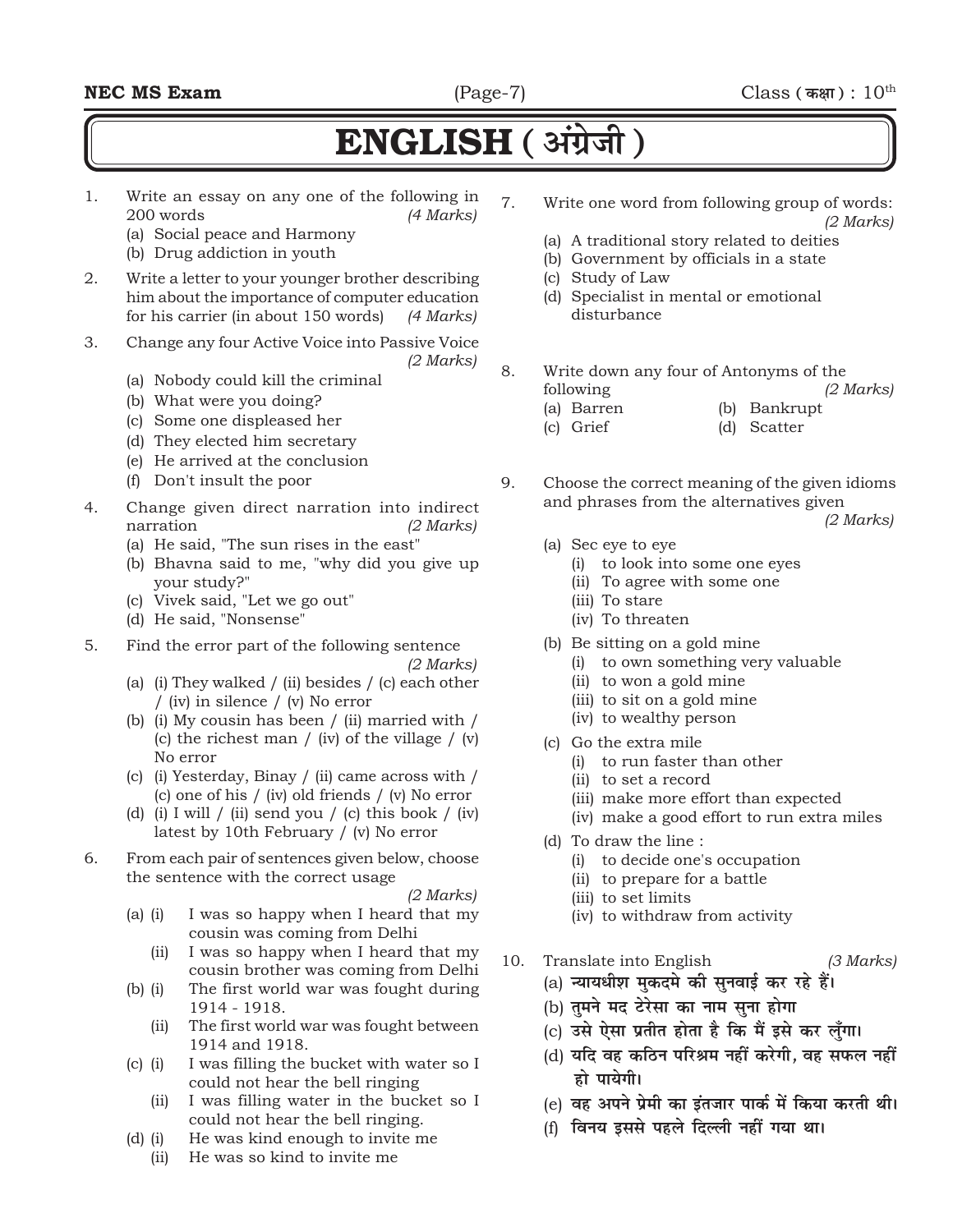# ENGLISH ( अंग्रेजी )

1. Write an essay on any one of the following in 200 words *(4 Marks)*
   (a) Social peace and Harmony
   (b) Drug addiction in youth

2. Write a letter to your younger brother describing him about the importance of computer education for his carrier (in about 150 words) *(4 Marks)*

3. Change any four Active Voice into Passive Voice *(2 Marks)*
   (a) Nobody could kill the criminal
   (b) What were you doing?
   (c) Some one displeased her
   (d) They elected him secretary
   (e) He arrived at the conclusion
   (f) Don't insult the poor

4. Change given direct narration into indirect narration *(2 Marks)*
   (a) He said, "The sun rises in the east"
   (b) Bhavna said to me, "why did you give up your study?"
   (c) Vivek said, "Let we go out"
   (d) He said, "Nonsense"

5. Find the error part of the following sentence *(2 Marks)*
   (a) (i) They walked / (ii) besides / (c) each other / (iv) in silence / (v) No error
   (b) (i) My cousin has been / (ii) married with / (c) the richest man / (iv) of the village / (v) No error
   (c) (i) Yesterday, Binay / (ii) came across with / (c) one of his / (iv) old friends / (v) No error
   (d) (i) I will / (ii) send you / (c) this book / (iv) latest by 10th February / (v) No error

6. From each pair of sentences given below, choose the sentence with the correct usage *(2 Marks)*
   (a) (i) I was so happy when I heard that my cousin was coming from Delhi
       (ii) I was so happy when I heard that my cousin brother was coming from Delhi
   (b) (i) The first world war was fought during 1914 - 1918.
       (ii) The first world war was fought between 1914 and 1918.
   (c) (i) I was filling the bucket with water so I could not hear the bell ringing
       (ii) I was filling water in the bucket so I could not hear the bell ringing.
   (d) (i) He was kind enough to invite me
       (ii) He was so kind to invite me

7. Write one word from following group of words: *(2 Marks)*
   (a) A traditional story related to deities
   (b) Government by officials in a state
   (c) Study of Law
   (d) Specialist in mental or emotional disturbance

8. Write down any four of Antonyms of the following *(2 Marks)*
   (a) Barren (b) Bankrupt
   (c) Grief (d) Scatter

9. Choose the correct meaning of the given idioms and phrases from the alternatives given *(2 Marks)*
   (a) Sec eye to eye
       (i) to look into some one eyes
       (ii) To agree with some one
       (iii) To stare
       (iv) To threaten
   (b) Be sitting on a gold mine
       (i) to own something very valuable
       (ii) to won a gold mine
       (iii) to sit on a gold mine
       (iv) to wealthy person
   (c) Go the extra mile
       (i) to run faster than other
       (ii) to set a record
       (iii) make more effort than expected
       (iv) make a good effort to run extra miles
   (d) To draw the line :
       (i) to decide one's occupation
       (ii) to prepare for a battle
       (iii) to set limits
       (iv) to withdraw from activity

10. Translate into English *(3 Marks)*
    (a) न्यायधीश मुकदमे की सुनवाई कर रहे हैं।
    (b) तुमने मद टेरेसा का नाम सुना होगा
    (c) उसे ऐसा प्रतीत होता है कि मैं इसे कर लुँगा।
    (d) यदि वह कठिन परिश्रम नहीं करेगी, वह सफल नहीं हो पायेगी।
    (e) वह अपने प्रेमी का इंतजार पार्क में किया करती थी।
    (f) विनय इससे पहले दिल्ली नहीं गया था।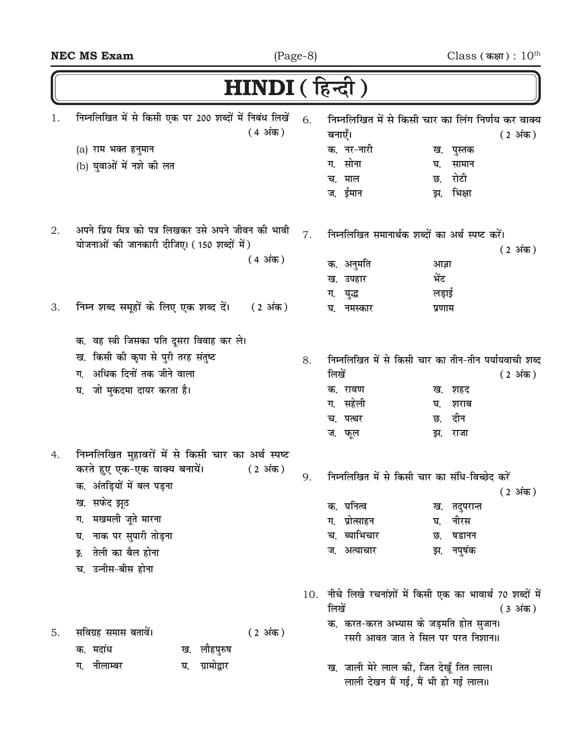# HINDI ( हिन्दी )

1. निम्नलिखित में से किसी एक पर 200 शब्दों में निबंध लिखें (4 अंक)

   (a) राम भक्त हनुमान

   (b) युवाओं में नशे की लत

2. अपने प्रिय मित्र को पत्र लिखकर उसे अपने जीवन की भावी योजनाओं की जानकारी दीजिए। (150 शब्दों में) (4 अंक)

3. निम्न शब्द समूहों के लिए एक शब्द दें। (2 अंक)

   क. वह स्त्री जिसका पति दूसरा विवाह कर ले।

   ख. किसी की कृपा से पुरी तरह संतुष्ट

   ग. अधिक दिनों तक जीने वाला

   घ. जो मुकदमा दायर करता है।

4. निम्नलिखित मुहावरों में से किसी चार का अर्थ स्पष्ट करते हुए एक-एक वाक्य बनायें। (2 अंक)

   क. अंतड़ियों में बल पड़ना

   ख. सफेद झूठ

   ग. मखमली जूते मारना

   घ. नाक पर सुपारी तोड़ना

   ङ. तेली का बैल होना

   च. उन्नीस-बीस होना

5. सविग्रह समास बतावें। (2 अंक)

   क. मदांध ख. लौहपुरुष

   ग. नीलाम्बर घ. ग्रामोद्धार

6. निम्नलिखित में से किसी चार का लिंग निर्णय कर वाक्य बनाएँ। (2 अंक)

   क. नर-नारी ख. पुस्तक

   ग. सोना घ. सामान

   च. माल छ. रोटी

   ज. ईमान झ. भिक्षा

7. निम्नलिखित समानार्थक शब्दों का अर्थ स्पष्ट करें। (2 अंक)

   क. अनुमति आज्ञा

   ख. उपहार भेंट

   ग. युद्ध लड़ाई

   घ. नमस्कार प्रणाम

8. निम्नलिखित में से किसी चार का तीन-तीन पर्यायवाची शब्द लिखें (2 अंक)

   क. रावण ख. शहद

   ग. सहेली घ. शराब

   च. पत्थर छ. दीन

   ज. फूल झ. राजा

9. निम्नलिखित में से किसी चार का संधि-विच्छेद करें (2 अंक)

   क. घनित्व ख. तदुपरान्त

   ग. प्रोत्साहन घ. नीरस

   च. ब्याभिचार छ. षडानन

   ज. अत्याचार झ. नपुषंक

10. नीचे लिखे रचनांशों में किसी एक का भावार्थ 70 शब्दों में लिखें (3 अंक)

    क. करत-करत अभ्यास के जड़मति होत सुजान।
    रसरी आवत जात ते सिल पर परत निशान॥

    ख. जाली मेरे लाल की, जित देखूँ तित लाल।
    लाली देखन मैं गई, मैं भी हो गई लाल॥